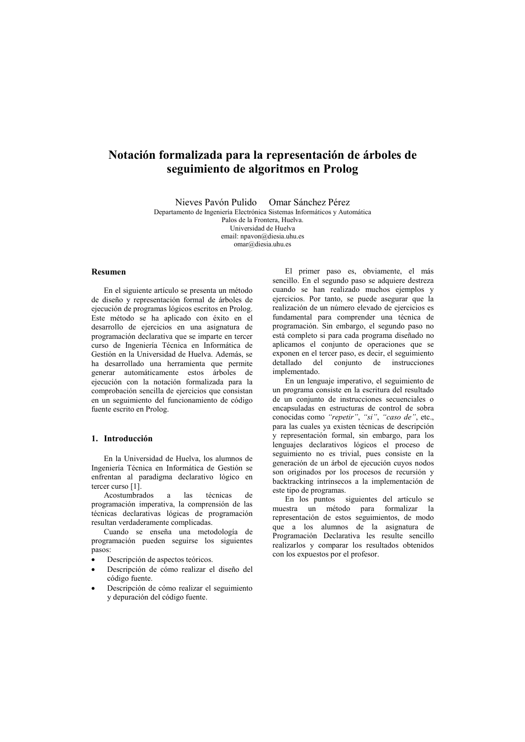# Notación formalizada para la representación de árboles de seguimiento de algoritmos en Prolog

Nieves Pavón Pulido Omar Sánchez Pérez

Departamento de Ingeniería Electrónica Sistemas Informáticos y Automática
Palos de la Frontera, Huelva.
Universidad de Huelva
email: npavon@diesia.uhu.es
omar@diesia.uhu.es

## Resumen

En el siguiente artículo se presenta un método de diseño y representación formal de árboles de ejecución de programas lógicos escritos en Prolog. Este método se ha aplicado con éxito en el desarrollo de ejercicios en una asignatura de programación declarativa que se imparte en tercer curso de Ingeniería Técnica en Informática de Gestión en la Universidad de Huelva. Además, se ha desarrollado una herramienta que permite generar automáticamente estos árboles de ejecución con la notación formalizada para la comprobación sencilla de ejercicios que consistan en un seguimiento del funcionamiento de código fuente escrito en Prolog.

## 1. Introducción

En la Universidad de Huelva, los alumnos de Ingeniería Técnica en Informática de Gestión se enfrentan al paradigma declarativo lógico en tercer curso [1].

Acostumbrados a las técnicas de programación imperativa, la comprensión de las técnicas declarativas lógicas de programación resultan verdaderamente complicadas.

Cuando se enseña una metodología de programación pueden seguirse los siguientes pasos:

- Descripción de aspectos teóricos.
- Descripción de cómo realizar el diseño del código fuente.
- Descripción de cómo realizar el seguimiento y depuración del código fuente.

El primer paso es, obviamente, el más sencillo. En el segundo paso se adquiere destreza cuando se han realizado muchos ejemplos y ejercicios. Por tanto, se puede asegurar que la realización de un número elevado de ejercicios es fundamental para comprender una técnica de programación. Sin embargo, el segundo paso no está completo si para cada programa diseñado no aplicamos el conjunto de operaciones que se exponen en el tercer paso, es decir, el seguimiento detallado del conjunto de instrucciones implementado.

En un lenguaje imperativo, el seguimiento de un programa consiste en la escritura del resultado de un conjunto de instrucciones secuenciales o encapsuladas en estructuras de control de sobra conocidas como *"repetir"*, *"si"*, *"caso de"*, etc., para las cuales ya existen técnicas de descripción y representación formal, sin embargo, para los lenguajes declarativos lógicos el proceso de seguimiento no es trivial, pues consiste en la generación de un árbol de ejecución cuyos nodos son originados por los procesos de recursión y backtracking intrínsecos a la implementación de este tipo de programas.

En los puntos siguientes del artículo se muestra un método para formalizar la representación de estos seguimientos, de modo que a los alumnos de la asignatura de Programación Declarativa les resulte sencillo realizarlos y comparar los resultados obtenidos con los expuestos por el profesor.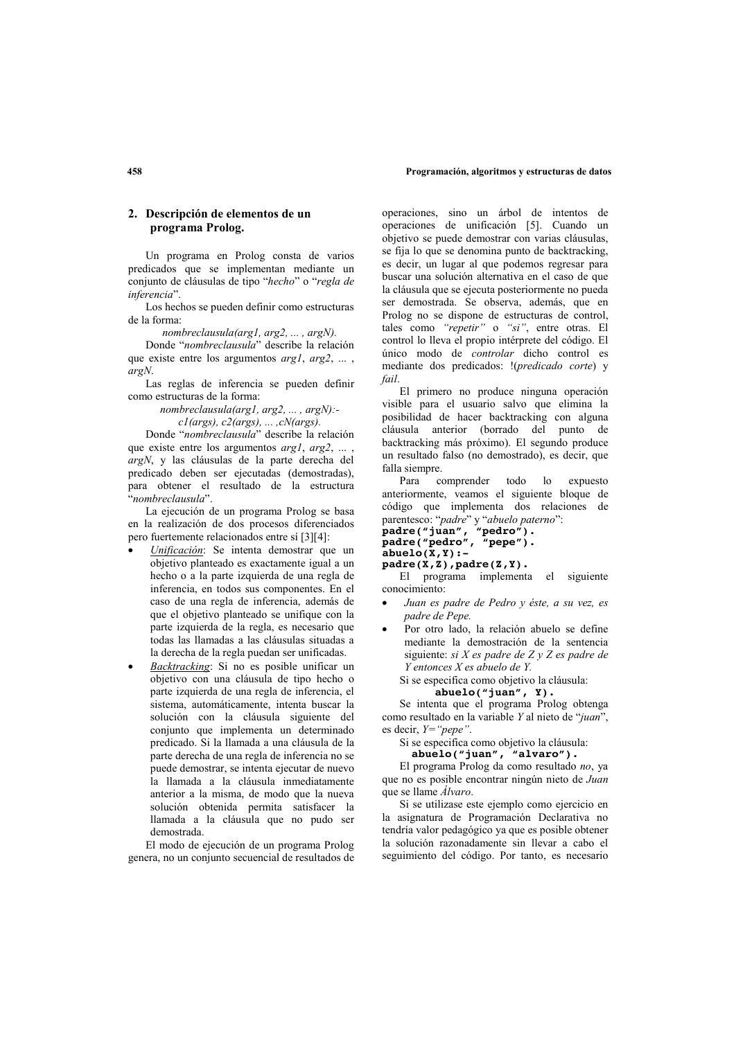## 2. Descripción de elementos de un programa Prolog.

Un programa en Prolog consta de varios predicados que se implementan mediante un conjunto de cláusulas de tipo "*hecho*" o "*regla de inferencia*".

Los hechos se pueden definir como estructuras de la forma:

*nombreclausula(arg1, arg2, ... , argN).*

Donde "*nombreclausula*" describe la relación que existe entre los argumentos *arg1*, *arg2*, ... , *argN*.

Las reglas de inferencia se pueden definir como estructuras de la forma:

*nombreclausula(arg1, arg2, ... , argN):- c1(args), c2(args), ... ,cN(args).*

Donde "*nombreclausula*" describe la relación que existe entre los argumentos *arg1*, *arg2*, ... , *argN*, y las cláusulas de la parte derecha del predicado deben ser ejecutadas (demostradas), para obtener el resultado de la estructura "*nombreclausula*".

La ejecución de un programa Prolog se basa en la realización de dos procesos diferenciados pero fuertemente relacionados entre sí [3][4]:

- Unificación: Se intenta demostrar que un objetivo planteado es exactamente igual a un hecho o a la parte izquierda de una regla de inferencia, en todos sus componentes. En el caso de una regla de inferencia, además de que el objetivo planteado se unifique con la parte izquierda de la regla, es necesario que todas las llamadas a las cláusulas situadas a la derecha de la regla puedan ser unificadas.
- Backtracking: Si no es posible unificar un objetivo con una cláusula de tipo hecho o parte izquierda de una regla de inferencia, el sistema, automáticamente, intenta buscar la solución con la cláusula siguiente del conjunto que implementa un determinado predicado. Si la llamada a una cláusula de la parte derecha de una regla de inferencia no se puede demostrar, se intenta ejecutar de nuevo la llamada a la cláusula inmediatamente anterior a la misma, de modo que la nueva solución obtenida permita satisfacer la llamada a la cláusula que no pudo ser demostrada.

El modo de ejecución de un programa Prolog genera, no un conjunto secuencial de resultados de operaciones, sino un árbol de intentos de operaciones de unificación [5]. Cuando un objetivo se puede demostrar con varias cláusulas, se fija lo que se denomina punto de backtracking, es decir, un lugar al que podemos regresar para buscar una solución alternativa en el caso de que la cláusula que se ejecuta posteriormente no pueda ser demostrada. Se observa, además, que en Prolog no se dispone de estructuras de control, tales como *"repetir"* o *"si"*, entre otras. El control lo lleva el propio intérprete del código. El único modo de *controlar* dicho control es mediante dos predicados: !(*predicado corte*) y *fail*.

El primero no produce ninguna operación visible para el usuario salvo que elimina la posibilidad de hacer backtracking con alguna cláusula anterior (borrado del punto de backtracking más próximo). El segundo produce un resultado falso (no demostrado), es decir, que falla siempre.

Para comprender todo lo expuesto anteriormente, veamos el siguiente bloque de código que implementa dos relaciones de parentesco: "*padre*" y "*abuelo paterno*":

```
padre("juan", "pedro").
padre("pedro", "pepe").
abuelo(X,Y):-
padre(X,Z),padre(Z,Y).
```

El programa implementa el siguiente conocimiento:

- *Juan es padre de Pedro y éste, a su vez, es padre de Pepe.*
- Por otro lado, la relación abuelo se define mediante la demostración de la sentencia siguiente: *si X es padre de Z y Z es padre de Y entonces X es abuelo de Y.*

Si se especifica como objetivo la cláusula:

```
abuelo("juan", Y).
```

Se intenta que el programa Prolog obtenga como resultado en la variable *Y* al nieto de "*juan*", es decir, *Y="pepe"*.

Si se especifica como objetivo la cláusula:

```
abuelo("juan", "alvaro").
```

El programa Prolog da como resultado *no*, ya que no es posible encontrar ningún nieto de *Juan* que se llame *Álvaro*.

Si se utilizase este ejemplo como ejercicio en la asignatura de Programación Declarativa no tendría valor pedagógico ya que es posible obtener la solución razonadamente sin llevar a cabo el seguimiento del código. Por tanto, es necesario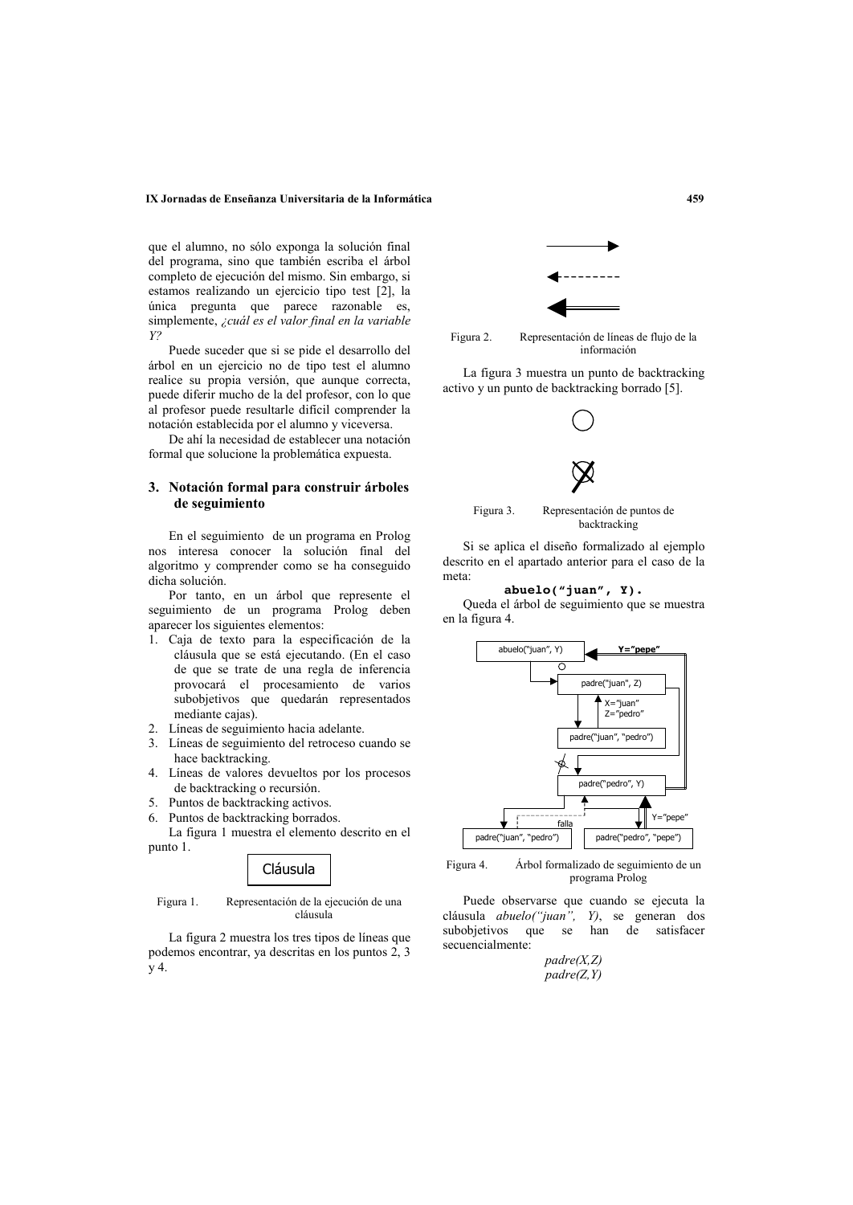que el alumno, no sólo exponga la solución final del programa, sino que también escriba el árbol completo de ejecución del mismo. Sin embargo, si estamos realizando un ejercicio tipo test [2], la única pregunta que parece razonable es, simplemente, *¿cuál es el valor final en la variable Y?*

Puede suceder que si se pide el desarrollo del árbol en un ejercicio no de tipo test el alumno realice su propia versión, que aunque correcta, puede diferir mucho de la del profesor, con lo que al profesor puede resultarle difícil comprender la notación establecida por el alumno y viceversa.

De ahí la necesidad de establecer una notación formal que solucione la problemática expuesta.

## 3. Notación formal para construir árboles de seguimiento

En el seguimiento de un programa en Prolog nos interesa conocer la solución final del algoritmo y comprender como se ha conseguido dicha solución.

Por tanto, en un árbol que represente el seguimiento de un programa Prolog deben aparecer los siguientes elementos:

1. Caja de texto para la especificación de la cláusula que se está ejecutando. (En el caso de que se trate de una regla de inferencia provocará el procesamiento de varios subobjetivos que quedarán representados mediante cajas).
2. Líneas de seguimiento hacia adelante.
3. Líneas de seguimiento del retroceso cuando se hace backtracking.
4. Líneas de valores devueltos por los procesos de backtracking o recursión.
5. Puntos de backtracking activos.
6. Puntos de backtracking borrados.

La figura 1 muestra el elemento descrito en el punto 1.

Cláusula

Figura 1. Representación de la ejecución de una cláusula

La figura 2 muestra los tres tipos de líneas que podemos encontrar, ya descritas en los puntos 2, 3 y 4.

Figura 2. Representación de líneas de flujo de la información

La figura 3 muestra un punto de backtracking activo y un punto de backtracking borrado [5].

Figura 3. Representación de puntos de backtracking

Si se aplica el diseño formalizado al ejemplo descrito en el apartado anterior para el caso de la meta:

```
abuelo("juan", Y).
```

Queda el árbol de seguimiento que se muestra en la figura 4.

abuelo("juan", Y) — Y="pepe"
padre("juan", Z) — X="juan", Z="pedro"
padre("juan", "pedro")
padre("pedro", Y)
padre("juan", "pedro") — falla
padre("pedro", "pepe") — Y="pepe"

Figura 4. Árbol formalizado de seguimiento de un programa Prolog

Puede observarse que cuando se ejecuta la cláusula *abuelo("juan", Y)*, se generan dos subobjetivos que se han de satisfacer secuencialmente:

*padre(X,Z)*
*padre(Z,Y)*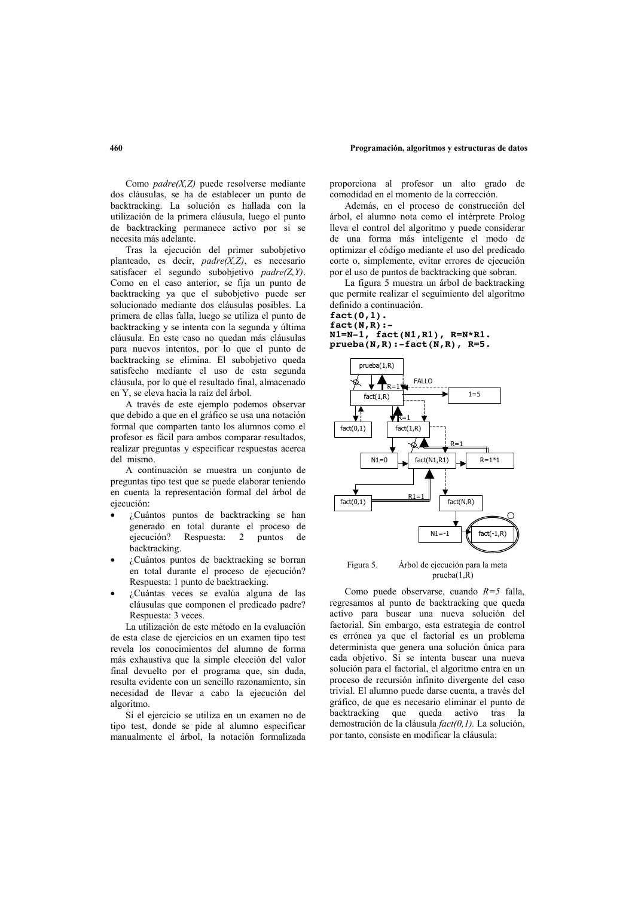Como *padre(X,Z)* puede resolverse mediante dos cláusulas, se ha de establecer un punto de backtracking. La solución es hallada con la utilización de la primera cláusula, luego el punto de backtracking permanece activo por si se necesita más adelante.

Tras la ejecución del primer subobjetivo planteado, es decir, *padre(X,Z)*, es necesario satisfacer el segundo subobjetivo *padre(Z,Y)*. Como en el caso anterior, se fija un punto de backtracking ya que el subobjetivo puede ser solucionado mediante dos cláusulas posibles. La primera de ellas falla, luego se utiliza el punto de backtracking y se intenta con la segunda y última cláusula. En este caso no quedan más cláusulas para nuevos intentos, por lo que el punto de backtracking se elimina. El subobjetivo queda satisfecho mediante el uso de esta segunda cláusula, por lo que el resultado final, almacenado en Y, se eleva hacia la raíz del árbol.

A través de este ejemplo podemos observar que debido a que en el gráfico se usa una notación formal que comparten tanto los alumnos como el profesor es fácil para ambos comparar resultados, realizar preguntas y especificar respuestas acerca del mismo.

A continuación se muestra un conjunto de preguntas tipo test que se puede elaborar teniendo en cuenta la representación formal del árbol de ejecución:

- ¿Cuántos puntos de backtracking se han generado en total durante el proceso de ejecución? Respuesta: 2 puntos de backtracking.
- ¿Cuántos puntos de backtracking se borran en total durante el proceso de ejecución? Respuesta: 1 punto de backtracking.
- ¿Cuántas veces se evalúa alguna de las cláusulas que componen el predicado padre? Respuesta: 3 veces.

La utilización de este método en la evaluación de esta clase de ejercicios en un examen tipo test revela los conocimientos del alumno de forma más exhaustiva que la simple elección del valor final devuelto por el programa que, sin duda, resulta evidente con un sencillo razonamiento, sin necesidad de llevar a cabo la ejecución del algoritmo.

Si el ejercicio se utiliza en un examen no de tipo test, donde se pide al alumno especificar manualmente el árbol, la notación formalizada proporciona al profesor un alto grado de comodidad en el momento de la corrección.

Además, en el proceso de construcción del árbol, el alumno nota como el intérprete Prolog lleva el control del algoritmo y puede considerar de una forma más inteligente el modo de optimizar el código mediante el uso del predicado corte o, simplemente, evitar errores de ejecución por el uso de puntos de backtracking que sobran.

La figura 5 muestra un árbol de backtracking que permite realizar el seguimiento del algoritmo definido a continuación.

```
fact(0,1).
fact(N,R):-
N1=N-1, fact(N1,R1), R=N*R1.
prueba(N,R):-fact(N,R), R=5.
```

Figura 5. Árbol de ejecución para la meta prueba(1,R)

Como puede observarse, cuando *R=5* falla, regresamos al punto de backtracking que queda activo para buscar una nueva solución del factorial. Sin embargo, esta estrategia de control es errónea ya que el factorial es un problema determinista que genera una solución única para cada objetivo. Si se intenta buscar una nueva solución para el factorial, el algoritmo entra en un proceso de recursión infinito divergente del caso trivial. El alumno puede darse cuenta, a través del gráfico, de que es necesario eliminar el punto de backtracking que queda activo tras la demostración de la cláusula *fact(0,1)*. La solución, por tanto, consiste en modificar la cláusula: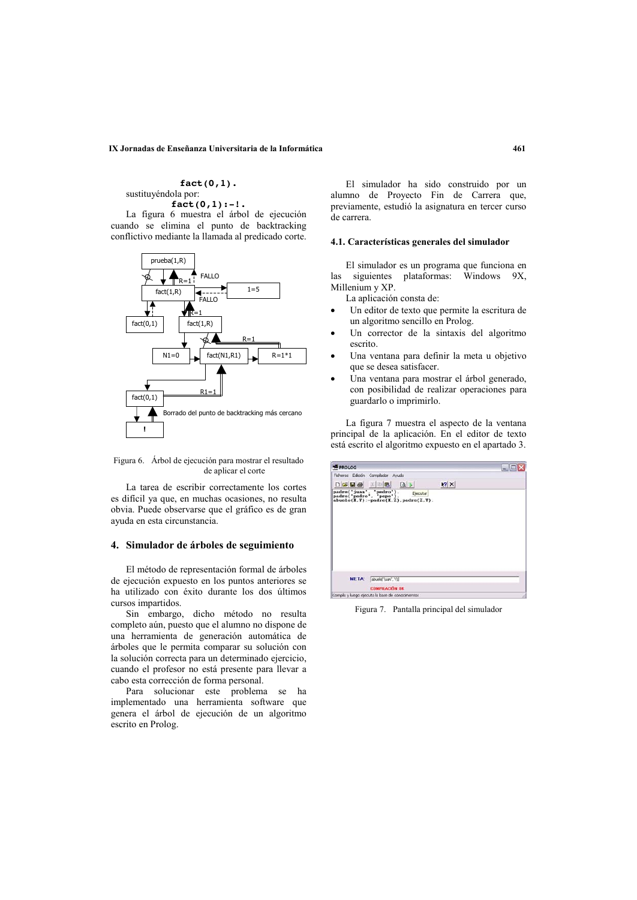```
fact(0,1).
```

sustituyéndola por:

```
fact(0,1):-!.
```

La figura 6 muestra el árbol de ejecución cuando se elimina el punto de backtracking conflictivo mediante la llamada al predicado corte.

Figura 6. Árbol de ejecución para mostrar el resultado de aplicar el corte

La tarea de escribir correctamente los cortes es difícil ya que, en muchas ocasiones, no resulta obvia. Puede observarse que el gráfico es de gran ayuda en esta circunstancia.

## 4. Simulador de árboles de seguimiento

El método de representación formal de árboles de ejecución expuesto en los puntos anteriores se ha utilizado con éxito durante los dos últimos cursos impartidos.

Sin embargo, dicho método no resulta completo aún, puesto que el alumno no dispone de una herramienta de generación automática de árboles que le permita comparar su solución con la solución correcta para un determinado ejercicio, cuando el profesor no está presente para llevar a cabo esta corrección de forma personal.

Para solucionar este problema se ha implementado una herramienta software que genera el árbol de ejecución de un algoritmo escrito en Prolog.

El simulador ha sido construido por un alumno de Proyecto Fin de Carrera que, previamente, estudió la asignatura en tercer curso de carrera.

### 4.1. Características generales del simulador

El simulador es un programa que funciona en las siguientes plataformas: Windows 9X, Millenium y XP.

La aplicación consta de:

- Un editor de texto que permite la escritura de un algoritmo sencillo en Prolog.
- Un corrector de la sintaxis del algoritmo escrito.
- Una ventana para definir la meta u objetivo que se desea satisfacer.
- Una ventana para mostrar el árbol generado, con posibilidad de realizar operaciones para guardarlo o imprimirlo.

La figura 7 muestra el aspecto de la ventana principal de la aplicación. En el editor de texto está escrito el algoritmo expuesto en el apartado 3.

Figura 7. Pantalla principal del simulador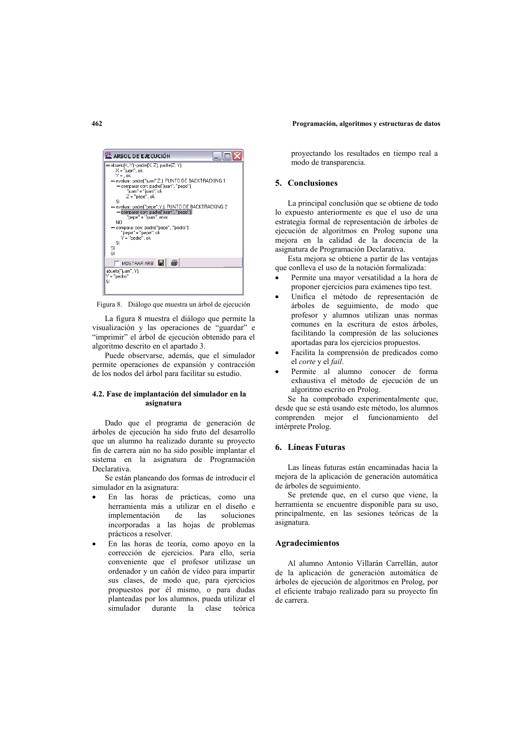Figura 8. Diálogo que muestra un árbol de ejecución

La figura 8 muestra el diálogo que permite la visualización y las operaciones de "guardar" e "imprimir" el árbol de ejecución obtenido para el algoritmo descrito en el apartado 3.

Puede observarse, además, que el simulador permite operaciones de expansión y contracción de los nodos del árbol para facilitar su estudio.

### 4.2. Fase de implantación del simulador en la asignatura

Dado que el programa de generación de árboles de ejecución ha sido fruto del desarrollo que un alumno ha realizado durante su proyecto fin de carrera aún no ha sido posible implantar el sistema en la asignatura de Programación Declarativa.

Se están planeando dos formas de introducir el simulador en la asignatura:

- En las horas de prácticas, como una herramienta más a utilizar en el diseño e implementación de las soluciones incorporadas a las hojas de problemas prácticos a resolver.
- En las horas de teoría, como apoyo en la corrección de ejercicios. Para ello, sería conveniente que el profesor utilizase un ordenador y un cañón de vídeo para impartir sus clases, de modo que, para ejercicios propuestos por él mismo, o para dudas planteadas por los alumnos, pueda utilizar el simulador durante la clase teórica proyectando los resultados en tiempo real a modo de transparencia.

## 5. Conclusiones

La principal conclusión que se obtiene de todo lo expuesto anteriormente es que el uso de una estrategia formal de representación de árboles de ejecución de algoritmos en Prolog supone una mejora en la calidad de la docencia de la asignatura de Programación Declarativa.

Esta mejora se obtiene a partir de las ventajas que conlleva el uso de la notación formalizada:

- Permite una mayor versatilidad a la hora de proponer ejercicios para exámenes tipo test.
- Unifica el método de representación de árboles de seguimiento, de modo que profesor y alumnos utilizan unas normas comunes en la escritura de estos árboles, facilitando la compresión de las soluciones aportadas para los ejercicios propuestos.
- Facilita la comprensión de predicados como el *corte* y el *fail*.
- Permite al alumno conocer de forma exhaustiva el método de ejecución de un algoritmo escrito en Prolog.

Se ha comprobado experimentalmente que, desde que se está usando este método, los alumnos comprenden mejor el funcionamiento del intérprete Prolog.

## 6. Líneas Futuras

Las líneas futuras están encaminadas hacia la mejora de la aplicación de generación automática de árboles de seguimiento.

Se pretende que, en el curso que viene, la herramienta se encuentre disponible para su uso, principalmente, en las sesiones teóricas de la asignatura.

## Agradecimientos

Al alumno Antonio Villarán Carrellán, autor de la aplicación de generación automática de árboles de ejecución de algoritmos en Prolog, por el eficiente trabajo realizado para su proyecto fin de carrera.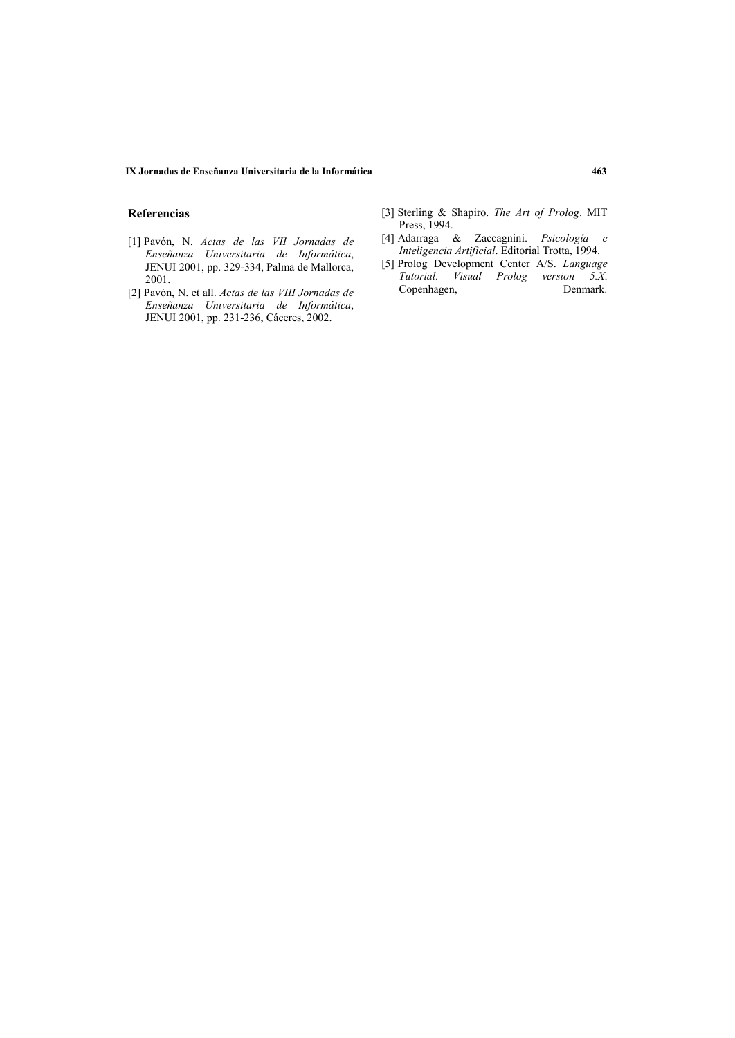## Referencias

[1] Pavón, N. *Actas de las VII Jornadas de Enseñanza Universitaria de Informática*, JENUI 2001, pp. 329-334, Palma de Mallorca, 2001.

[2] Pavón, N. et all. *Actas de las VIII Jornadas de Enseñanza Universitaria de Informática*, JENUI 2001, pp. 231-236, Cáceres, 2002.

[3] Sterling & Shapiro. *The Art of Prolog*. MIT Press, 1994.

[4] Adarraga & Zaccagnini. *Psicología e Inteligencia Artificial*. Editorial Trotta, 1994.

[5] Prolog Development Center A/S. *Language Tutorial. Visual Prolog version 5.X*. Copenhagen, Denmark.